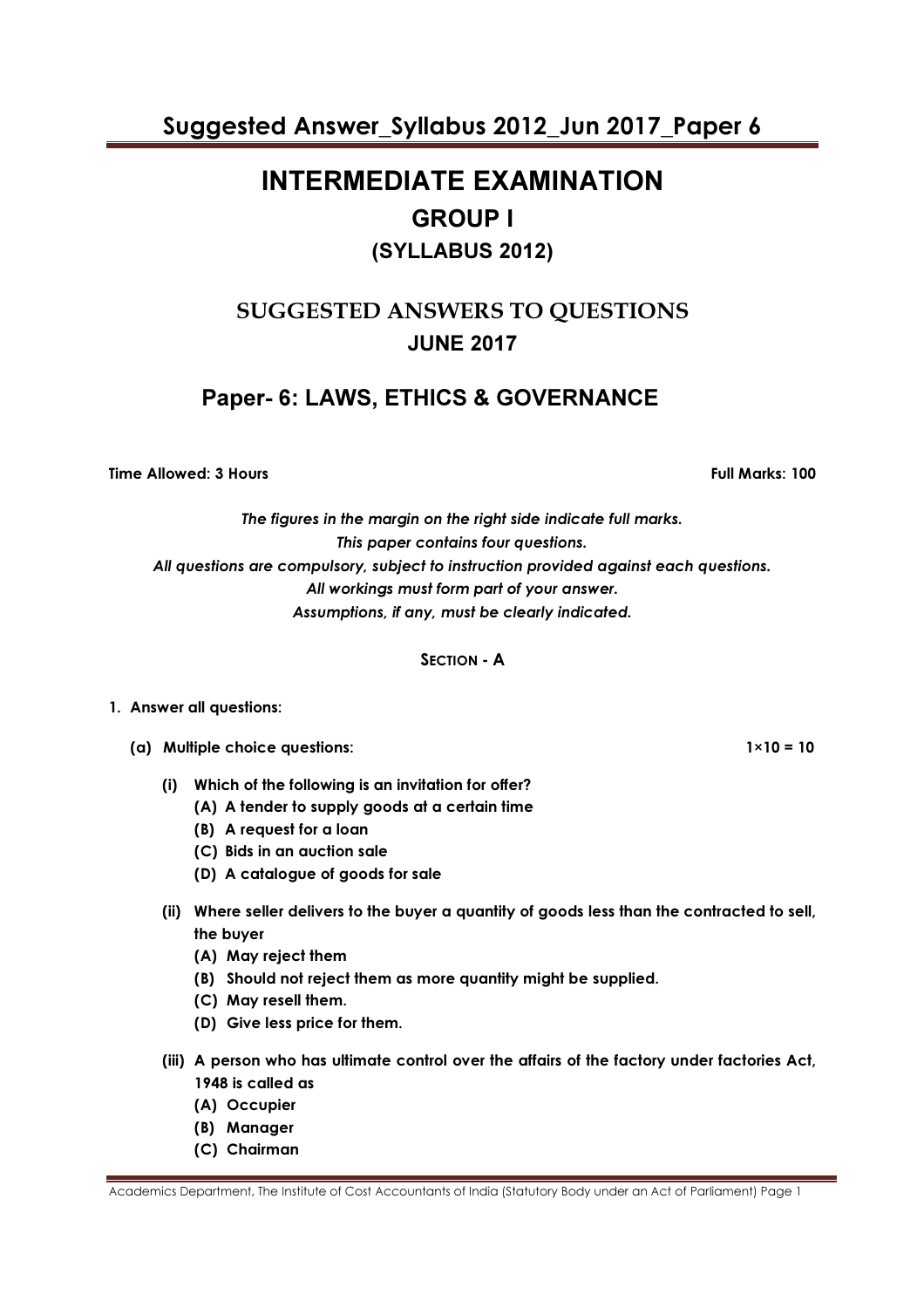# INTERMEDIATE EXAMINATION

## GROUP I

### (SYLLABUS 2012)

## SUGGESTED ANSWERS TO QUESTIONS
## JUNE 2017

## Paper- 6: LAWS, ETHICS & GOVERNANCE

**Time Allowed: 3 Hours** **Full Marks: 100**

*The figures in the margin on the right side indicate full marks.*
*This paper contains four questions.*
*All questions are compulsory, subject to instruction provided against each questions.*
*All workings must form part of your answer.*
*Assumptions, if any, must be clearly indicated.*

**SECTION - A**

**1. Answer all questions:**

**(a) Multiple choice questions:** **1×10 = 10**

**(i) Which of the following is an invitation for offer?**
  **(A) A tender to supply goods at a certain time**
  **(B) A request for a loan**
  **(C) Bids in an auction sale**
  **(D) A catalogue of goods for sale**

**(ii) Where seller delivers to the buyer a quantity of goods less than the contracted to sell, the buyer**
  **(A) May reject them**
  **(B) Should not reject them as more quantity might be supplied.**
  **(C) May resell them.**
  **(D) Give less price for them.**

**(iii) A person who has ultimate control over the affairs of the factory under factories Act, 1948 is called as**
  **(A) Occupier**
  **(B) Manager**
  **(C) Chairman**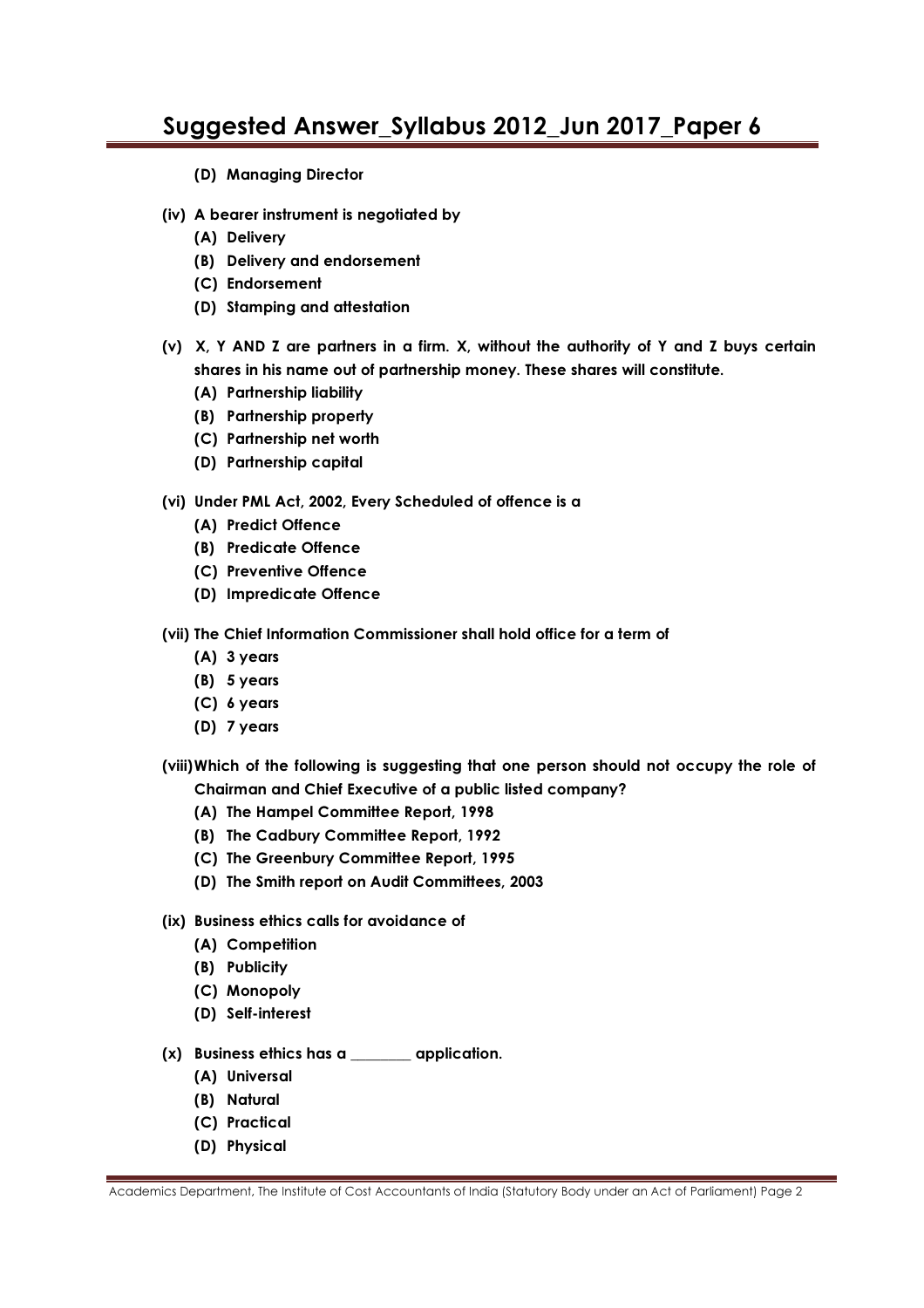**(D) Managing Director**

**(iv) A bearer instrument is negotiated by**

**(A) Delivery**

**(B) Delivery and endorsement**

**(C) Endorsement**

**(D) Stamping and attestation**

**(v) X, Y AND Z are partners in a firm. X, without the authority of Y and Z buys certain shares in his name out of partnership money. These shares will constitute.**

**(A) Partnership liability**

**(B) Partnership property**

**(C) Partnership net worth**

**(D) Partnership capital**

**(vi) Under PML Act, 2002, Every Scheduled of offence is a**

**(A) Predict Offence**

**(B) Predicate Offence**

**(C) Preventive Offence**

**(D) Impredicate Offence**

**(vii) The Chief Information Commissioner shall hold office for a term of**

**(A) 3 years**

**(B) 5 years**

**(C) 6 years**

**(D) 7 years**

**(viii) Which of the following is suggesting that one person should not occupy the role of Chairman and Chief Executive of a public listed company?**

**(A) The Hampel Committee Report, 1998**

**(B) The Cadbury Committee Report, 1992**

**(C) The Greenbury Committee Report, 1995**

**(D) The Smith report on Audit Committees, 2003**

**(ix) Business ethics calls for avoidance of**

**(A) Competition**

**(B) Publicity**

**(C) Monopoly**

**(D) Self-interest**

**(x) Business ethics has a ________ application.**

**(A) Universal**

**(B) Natural**

**(C) Practical**

**(D) Physical**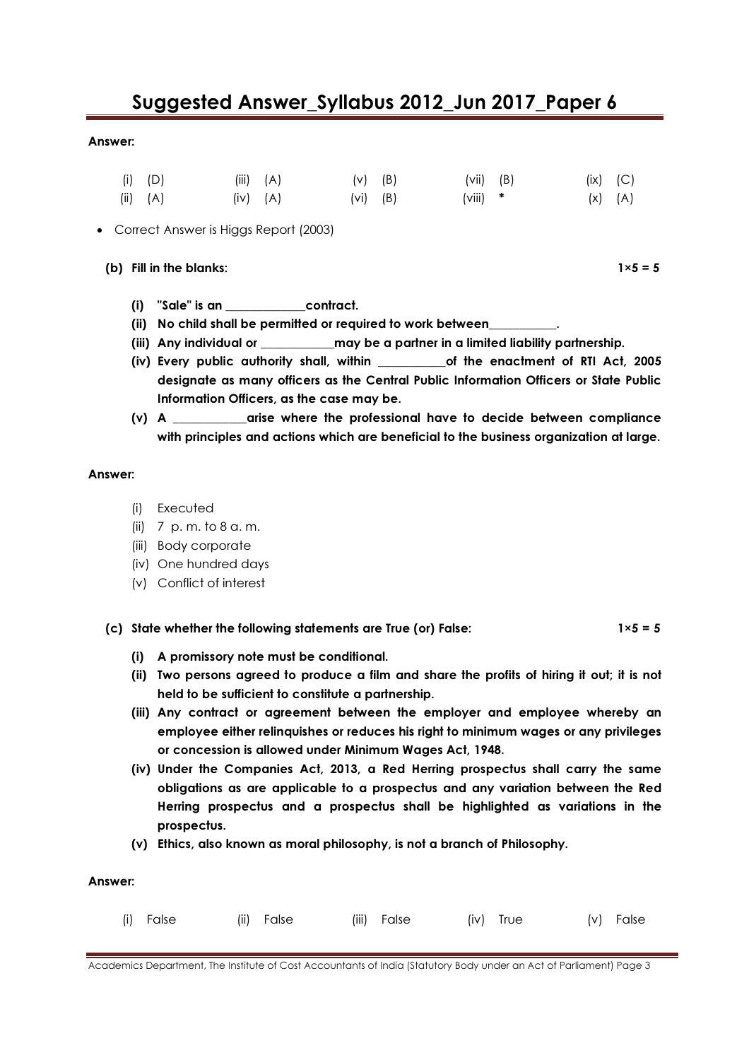**Answer:**

| | | | | | | | | | |
|---|---|---|---|---|---|---|---|---|---|
| (i) | (D) | (iii) | (A) | (v) | (B) | (vii) | (B) | (ix) | (C) |
| (ii) | (A) | (iv) | (A) | (vi) | (B) | (viii) | * | (x) | (A) |

- Correct Answer is Higgs Report (2003)

**(b) Fill in the blanks:** **1×5 = 5**

**(i) "Sale" is an ____________contract.**

**(ii) No child shall be permitted or required to work between___________.**

**(iii) Any individual or ___________may be a partner in a limited liability partnership.**

**(iv) Every public authority shall, within __________of the enactment of RTI Act, 2005 designate as many officers as the Central Public Information Officers or State Public Information Officers, as the case may be.**

**(v) A ___________arise where the professional have to decide between compliance with principles and actions which are beneficial to the business organization at large.**

**Answer:**

(i) Executed
(ii) 7 p. m. to 8 a. m.
(iii) Body corporate
(iv) One hundred days
(v) Conflict of interest

**(c) State whether the following statements are True (or) False:** **1×5 = 5**

**(i) A promissory note must be conditional.**

**(ii) Two persons agreed to produce a film and share the profits of hiring it out; it is not held to be sufficient to constitute a partnership.**

**(iii) Any contract or agreement between the employer and employee whereby an employee either relinquishes or reduces his right to minimum wages or any privileges or concession is allowed under Minimum Wages Act, 1948.**

**(iv) Under the Companies Act, 2013, a Red Herring prospectus shall carry the same obligations as are applicable to a prospectus and any variation between the Red Herring prospectus and a prospectus shall be highlighted as variations in the prospectus.**

**(v) Ethics, also known as moral philosophy, is not a branch of Philosophy.**

**Answer:**

| | | | | | | | | | |
|---|---|---|---|---|---|---|---|---|---|
| (i) | False | (ii) | False | (iii) | False | (iv) | True | (v) | False |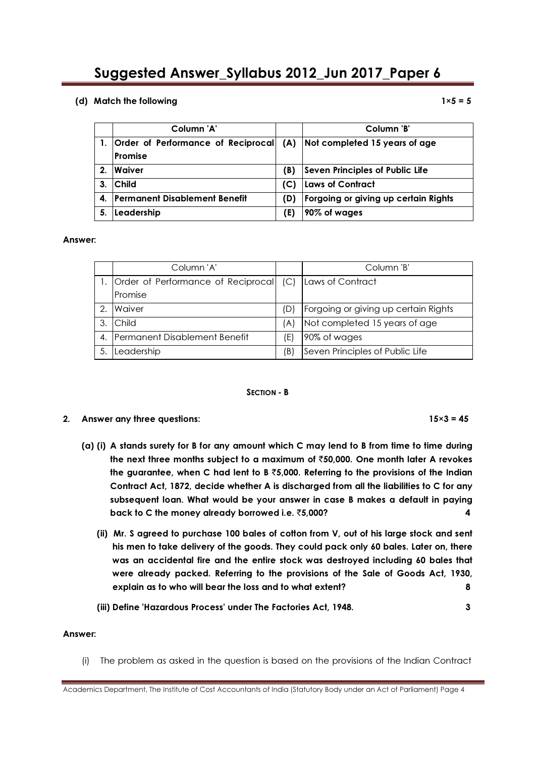**(d) Match the following** **1×5 = 5**

| | Column 'A' | | Column 'B' |
|---|---|---|---|
| 1. | Order of Performance of Reciprocal Promise | (A) | Not completed 15 years of age |
| 2. | Waiver | (B) | Seven Principles of Public Life |
| 3. | Child | (C) | Laws of Contract |
| 4. | Permanent Disablement Benefit | (D) | Forgoing or giving up certain Rights |
| 5. | Leadership | (E) | 90% of wages |

**Answer:**

| | Column 'A' | | Column 'B' |
|---|---|---|---|
| 1. | Order of Performance of Reciprocal Promise | (C) | Laws of Contract |
| 2. | Waiver | (D) | Forgoing or giving up certain Rights |
| 3. | Child | (A) | Not completed 15 years of age |
| 4. | Permanent Disablement Benefit | (E) | 90% of wages |
| 5. | Leadership | (B) | Seven Principles of Public Life |

## SECTION - B

**2. Answer any three questions:** **15×3 = 45**

**(a) (i) A stands surety for B for any amount which C may lend to B from time to time during the next three months subject to a maximum of ₹50,000. One month later A revokes the guarantee, when C had lent to B ₹5,000. Referring to the provisions of the Indian Contract Act, 1872, decide whether A is discharged from all the liabilities to C for any subsequent loan. What would be your answer in case B makes a default in paying back to C the money already borrowed i.e. ₹5,000?** **4**

**(ii) Mr. S agreed to purchase 100 bales of cotton from V, out of his large stock and sent his men to take delivery of the goods. They could pack only 60 bales. Later on, there was an accidental fire and the entire stock was destroyed including 60 bales that were already packed. Referring to the provisions of the Sale of Goods Act, 1930, explain as to who will bear the loss and to what extent?** **8**

**(iii) Define 'Hazardous Process' under The Factories Act, 1948.** **3**

**Answer:**

(i) The problem as asked in the question is based on the provisions of the Indian Contract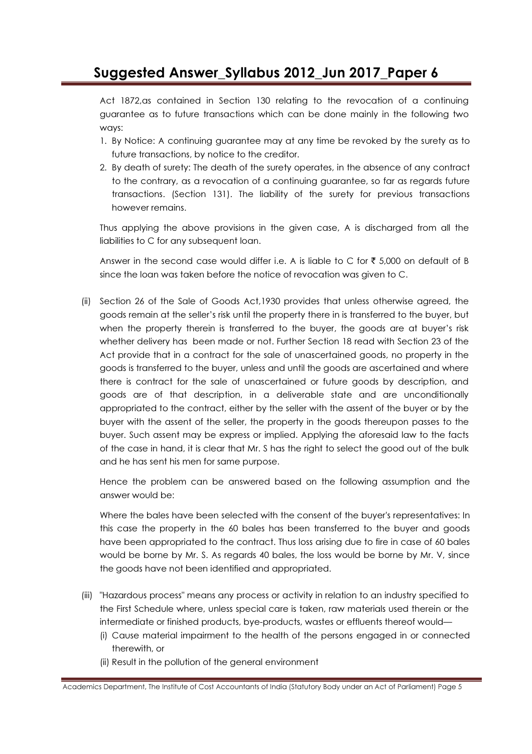Act 1872,as contained in Section 130 relating to the revocation of a continuing guarantee as to future transactions which can be done mainly in the following two ways:

1. By Notice: A continuing guarantee may at any time be revoked by the surety as to future transactions, by notice to the creditor.
2. By death of surety: The death of the surety operates, in the absence of any contract to the contrary, as a revocation of a continuing guarantee, so far as regards future transactions. (Section 131). The liability of the surety for previous transactions however remains.

Thus applying the above provisions in the given case, A is discharged from all the liabilities to C for any subsequent loan.

Answer in the second case would differ i.e. A is liable to C for ₹ 5,000 on default of B since the loan was taken before the notice of revocation was given to C.

(ii) Section 26 of the Sale of Goods Act,1930 provides that unless otherwise agreed, the goods remain at the seller's risk until the property there in is transferred to the buyer, but when the property therein is transferred to the buyer, the goods are at buyer's risk whether delivery has been made or not. Further Section 18 read with Section 23 of the Act provide that in a contract for the sale of unascertained goods, no property in the goods is transferred to the buyer, unless and until the goods are ascertained and where there is contract for the sale of unascertained or future goods by description, and goods are of that description, in a deliverable state and are unconditionally appropriated to the contract, either by the seller with the assent of the buyer or by the buyer with the assent of the seller, the property in the goods thereupon passes to the buyer. Such assent may be express or implied. Applying the aforesaid law to the facts of the case in hand, it is clear that Mr. S has the right to select the good out of the bulk and he has sent his men for same purpose.

Hence the problem can be answered based on the following assumption and the answer would be:

Where the bales have been selected with the consent of the buyer's representatives: In this case the property in the 60 bales has been transferred to the buyer and goods have been appropriated to the contract. Thus loss arising due to fire in case of 60 bales would be borne by Mr. S. As regards 40 bales, the loss would be borne by Mr. V, since the goods have not been identified and appropriated.

(iii) "Hazardous process" means any process or activity in relation to an industry specified to the First Schedule where, unless special care is taken, raw materials used therein or the intermediate or finished products, bye-products, wastes or effluents thereof would—
   (i) Cause material impairment to the health of the persons engaged in or connected therewith, or
   (ii) Result in the pollution of the general environment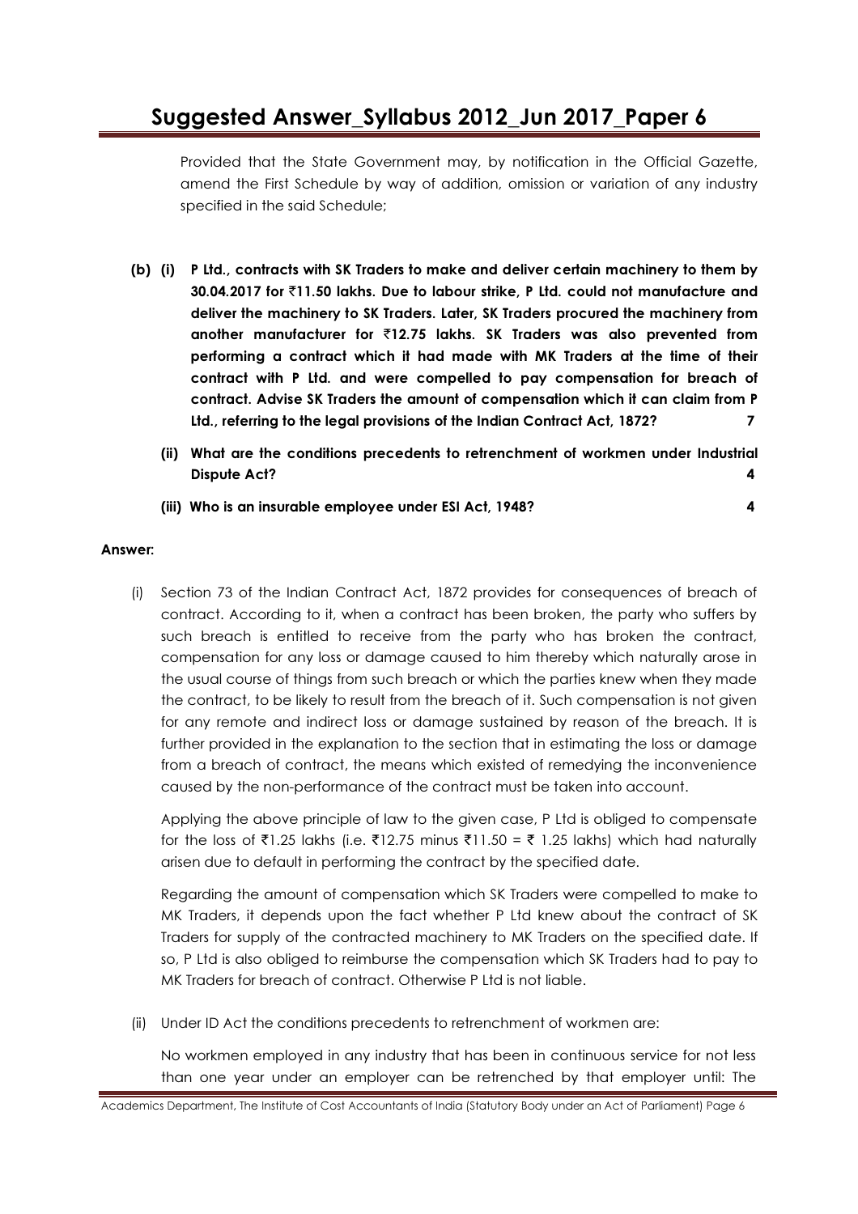Provided that the State Government may, by notification in the Official Gazette, amend the First Schedule by way of addition, omission or variation of any industry specified in the said Schedule;

**(b) (i) P Ltd., contracts with SK Traders to make and deliver certain machinery to them by 30.04.2017 for ₹11.50 lakhs. Due to labour strike, P Ltd. could not manufacture and deliver the machinery to SK Traders. Later, SK Traders procured the machinery from another manufacturer for ₹12.75 lakhs. SK Traders was also prevented from performing a contract which it had made with MK Traders at the time of their contract with P Ltd. and were compelled to pay compensation for breach of contract. Advise SK Traders the amount of compensation which it can claim from P Ltd., referring to the legal provisions of the Indian Contract Act, 1872? 7**

**(ii) What are the conditions precedents to retrenchment of workmen under Industrial Dispute Act? 4**

**(iii) Who is an insurable employee under ESI Act, 1948? 4**

**Answer:**

(i) Section 73 of the Indian Contract Act, 1872 provides for consequences of breach of contract. According to it, when a contract has been broken, the party who suffers by such breach is entitled to receive from the party who has broken the contract, compensation for any loss or damage caused to him thereby which naturally arose in the usual course of things from such breach or which the parties knew when they made the contract, to be likely to result from the breach of it. Such compensation is not given for any remote and indirect loss or damage sustained by reason of the breach. It is further provided in the explanation to the section that in estimating the loss or damage from a breach of contract, the means which existed of remedying the inconvenience caused by the non-performance of the contract must be taken into account.

Applying the above principle of law to the given case, P Ltd is obliged to compensate for the loss of ₹1.25 lakhs (i.e. ₹12.75 minus ₹11.50 = ₹ 1.25 lakhs) which had naturally arisen due to default in performing the contract by the specified date.

Regarding the amount of compensation which SK Traders were compelled to make to MK Traders, it depends upon the fact whether P Ltd knew about the contract of SK Traders for supply of the contracted machinery to MK Traders on the specified date. If so, P Ltd is also obliged to reimburse the compensation which SK Traders had to pay to MK Traders for breach of contract. Otherwise P Ltd is not liable.

(ii) Under ID Act the conditions precedents to retrenchment of workmen are:

No workmen employed in any industry that has been in continuous service for not less than one year under an employer can be retrenched by that employer until: The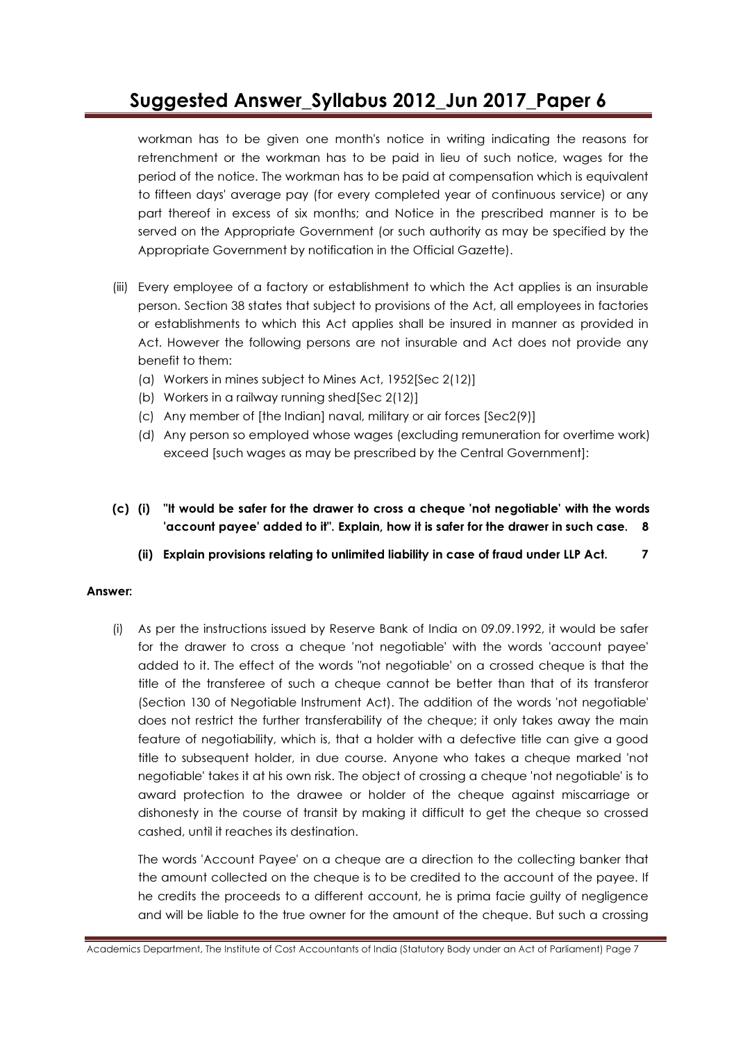workman has to be given one month's notice in writing indicating the reasons for retrenchment or the workman has to be paid in lieu of such notice, wages for the period of the notice. The workman has to be paid at compensation which is equivalent to fifteen days' average pay (for every completed year of continuous service) or any part thereof in excess of six months; and Notice in the prescribed manner is to be served on the Appropriate Government (or such authority as may be specified by the Appropriate Government by notification in the Official Gazette).

(iii) Every employee of a factory or establishment to which the Act applies is an insurable person. Section 38 states that subject to provisions of the Act, all employees in factories or establishments to which this Act applies shall be insured in manner as provided in Act. However the following persons are not insurable and Act does not provide any benefit to them:

  (a) Workers in mines subject to Mines Act, 1952[Sec 2(12)]
  (b) Workers in a railway running shed[Sec 2(12)]
  (c) Any member of [the Indian] naval, military or air forces [Sec2(9)]
  (d) Any person so employed whose wages (excluding remuneration for overtime work) exceed [such wages as may be prescribed by the Central Government]:

**(c) (i) "It would be safer for the drawer to cross a cheque 'not negotiable' with the words 'account payee' added to it". Explain, how it is safer for the drawer in such case. 8**

**(ii) Explain provisions relating to unlimited liability in case of fraud under LLP Act. 7**

**Answer:**

(i) As per the instructions issued by Reserve Bank of India on 09.09.1992, it would be safer for the drawer to cross a cheque 'not negotiable' with the words 'account payee' added to it. The effect of the words "not negotiable' on a crossed cheque is that the title of the transferee of such a cheque cannot be better than that of its transferor (Section 130 of Negotiable Instrument Act). The addition of the words 'not negotiable' does not restrict the further transferability of the cheque; it only takes away the main feature of negotiability, which is, that a holder with a defective title can give a good title to subsequent holder, in due course. Anyone who takes a cheque marked 'not negotiable' takes it at his own risk. The object of crossing a cheque 'not negotiable' is to award protection to the drawee or holder of the cheque against miscarriage or dishonesty in the course of transit by making it difficult to get the cheque so crossed cashed, until it reaches its destination.

The words 'Account Payee' on a cheque are a direction to the collecting banker that the amount collected on the cheque is to be credited to the account of the payee. If he credits the proceeds to a different account, he is prima facie guilty of negligence and will be liable to the true owner for the amount of the cheque. But such a crossing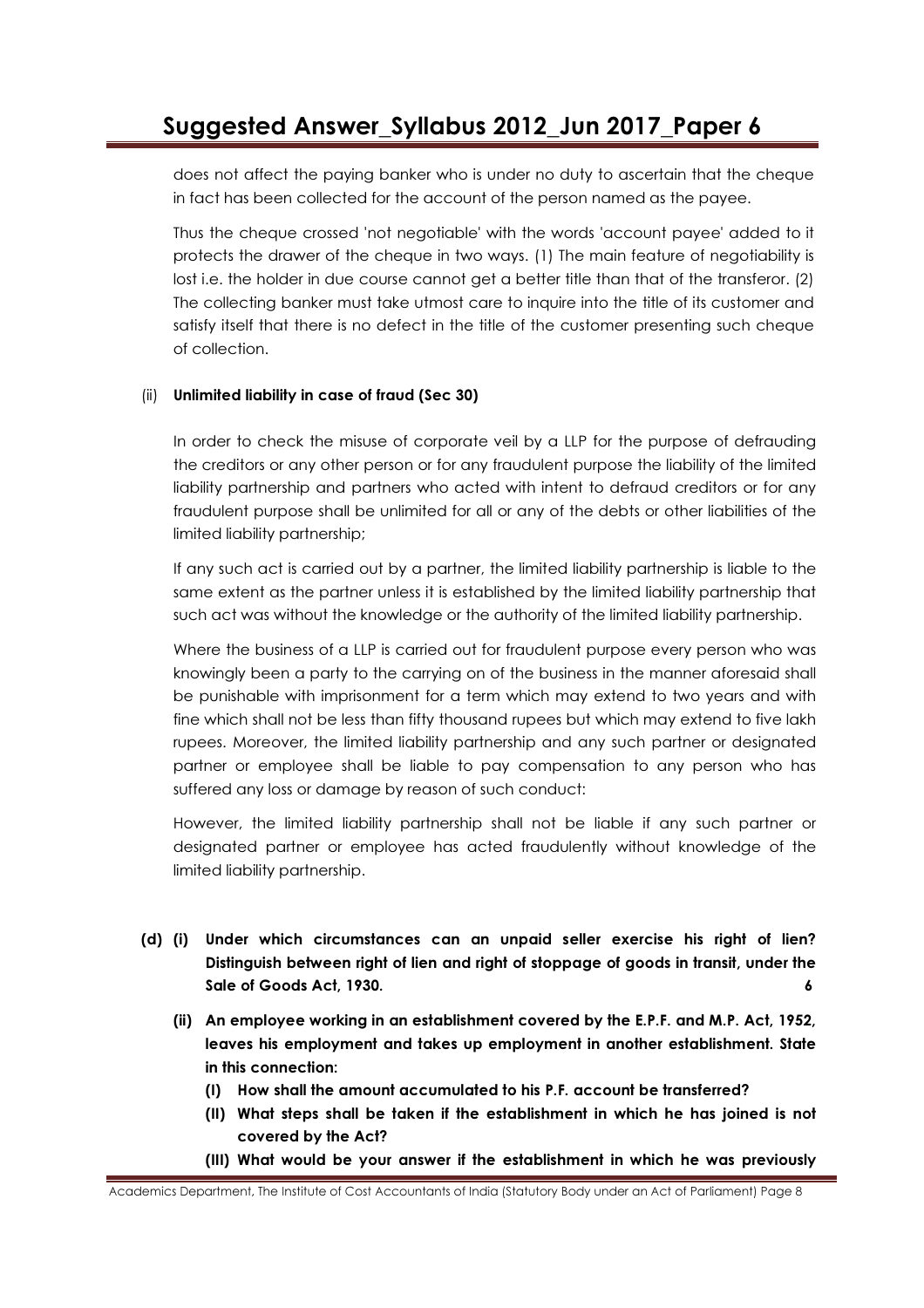does not affect the paying banker who is under no duty to ascertain that the cheque in fact has been collected for the account of the person named as the payee.

Thus the cheque crossed 'not negotiable' with the words 'account payee' added to it protects the drawer of the cheque in two ways. (1) The main feature of negotiability is lost i.e. the holder in due course cannot get a better title than that of the transferor. (2) The collecting banker must take utmost care to inquire into the title of its customer and satisfy itself that there is no defect in the title of the customer presenting such cheque of collection.

(ii) **Unlimited liability in case of fraud (Sec 30)**

In order to check the misuse of corporate veil by a LLP for the purpose of defrauding the creditors or any other person or for any fraudulent purpose the liability of the limited liability partnership and partners who acted with intent to defraud creditors or for any fraudulent purpose shall be unlimited for all or any of the debts or other liabilities of the limited liability partnership;

If any such act is carried out by a partner, the limited liability partnership is liable to the same extent as the partner unless it is established by the limited liability partnership that such act was without the knowledge or the authority of the limited liability partnership.

Where the business of a LLP is carried out for fraudulent purpose every person who was knowingly been a party to the carrying on of the business in the manner aforesaid shall be punishable with imprisonment for a term which may extend to two years and with fine which shall not be less than fifty thousand rupees but which may extend to five lakh rupees. Moreover, the limited liability partnership and any such partner or designated partner or employee shall be liable to pay compensation to any person who has suffered any loss or damage by reason of such conduct:

However, the limited liability partnership shall not be liable if any such partner or designated partner or employee has acted fraudulently without knowledge of the limited liability partnership.

**(d) (i) Under which circumstances can an unpaid seller exercise his right of lien? Distinguish between right of lien and right of stoppage of goods in transit, under the Sale of Goods Act, 1930.** **6**

**(ii) An employee working in an establishment covered by the E.P.F. and M.P. Act, 1952, leaves his employment and takes up employment in another establishment. State in this connection:**

**(I) How shall the amount accumulated to his P.F. account be transferred?**

**(II) What steps shall be taken if the establishment in which he has joined is not covered by the Act?**

**(III) What would be your answer if the establishment in which he was previously**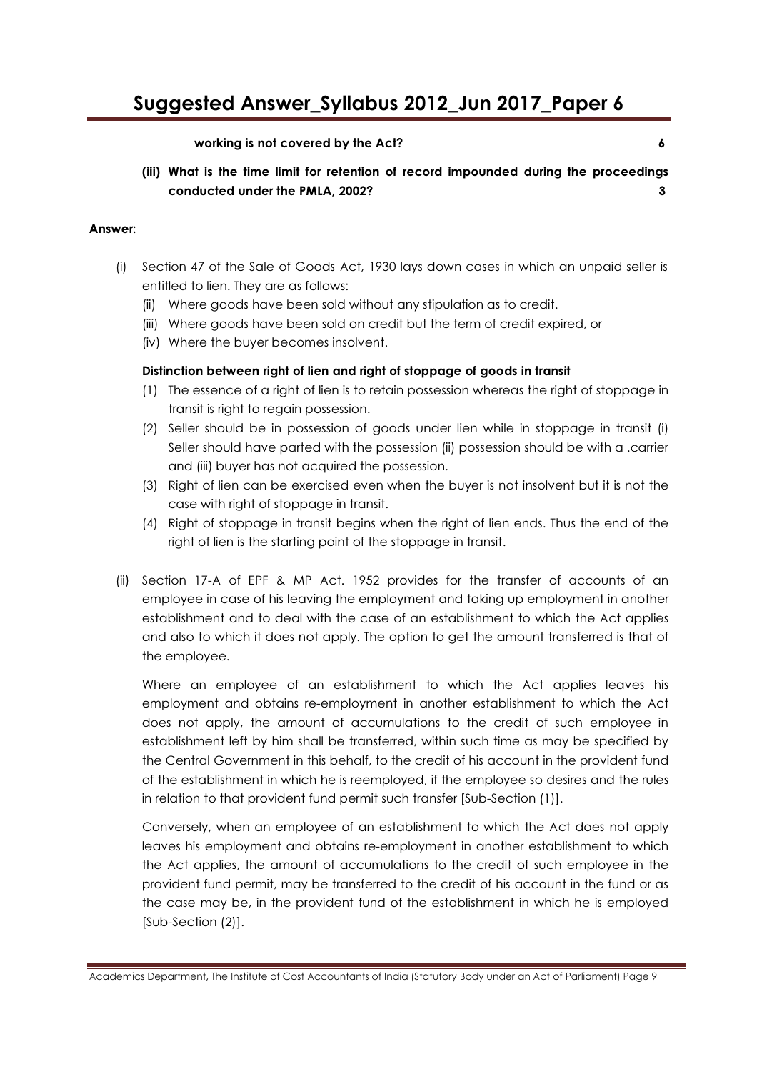**working is not covered by the Act? 6**

**(iii) What is the time limit for retention of record impounded during the proceedings conducted under the PMLA, 2002? 3**

**Answer:**

(i) Section 47 of the Sale of Goods Act, 1930 lays down cases in which an unpaid seller is entitled to lien. They are as follows:

  (ii) Where goods have been sold without any stipulation as to credit.

  (iii) Where goods have been sold on credit but the term of credit expired, or

  (iv) Where the buyer becomes insolvent.

**Distinction between right of lien and right of stoppage of goods in transit**

  (1) The essence of a right of lien is to retain possession whereas the right of stoppage in transit is right to regain possession.

  (2) Seller should be in possession of goods under lien while in stoppage in transit (i) Seller should have parted with the possession (ii) possession should be with a .carrier and (iii) buyer has not acquired the possession.

  (3) Right of lien can be exercised even when the buyer is not insolvent but it is not the case with right of stoppage in transit.

  (4) Right of stoppage in transit begins when the right of lien ends. Thus the end of the right of lien is the starting point of the stoppage in transit.

(ii) Section 17-A of EPF & MP Act. 1952 provides for the transfer of accounts of an employee in case of his leaving the employment and taking up employment in another establishment and to deal with the case of an establishment to which the Act applies and also to which it does not apply. The option to get the amount transferred is that of the employee.

Where an employee of an establishment to which the Act applies leaves his employment and obtains re-employment in another establishment to which the Act does not apply, the amount of accumulations to the credit of such employee in establishment left by him shall be transferred, within such time as may be specified by the Central Government in this behalf, to the credit of his account in the provident fund of the establishment in which he is reemployed, if the employee so desires and the rules in relation to that provident fund permit such transfer [Sub-Section (1)].

Conversely, when an employee of an establishment to which the Act does not apply leaves his employment and obtains re-employment in another establishment to which the Act applies, the amount of accumulations to the credit of such employee in the provident fund permit, may be transferred to the credit of his account in the fund or as the case may be, in the provident fund of the establishment in which he is employed [Sub-Section (2)].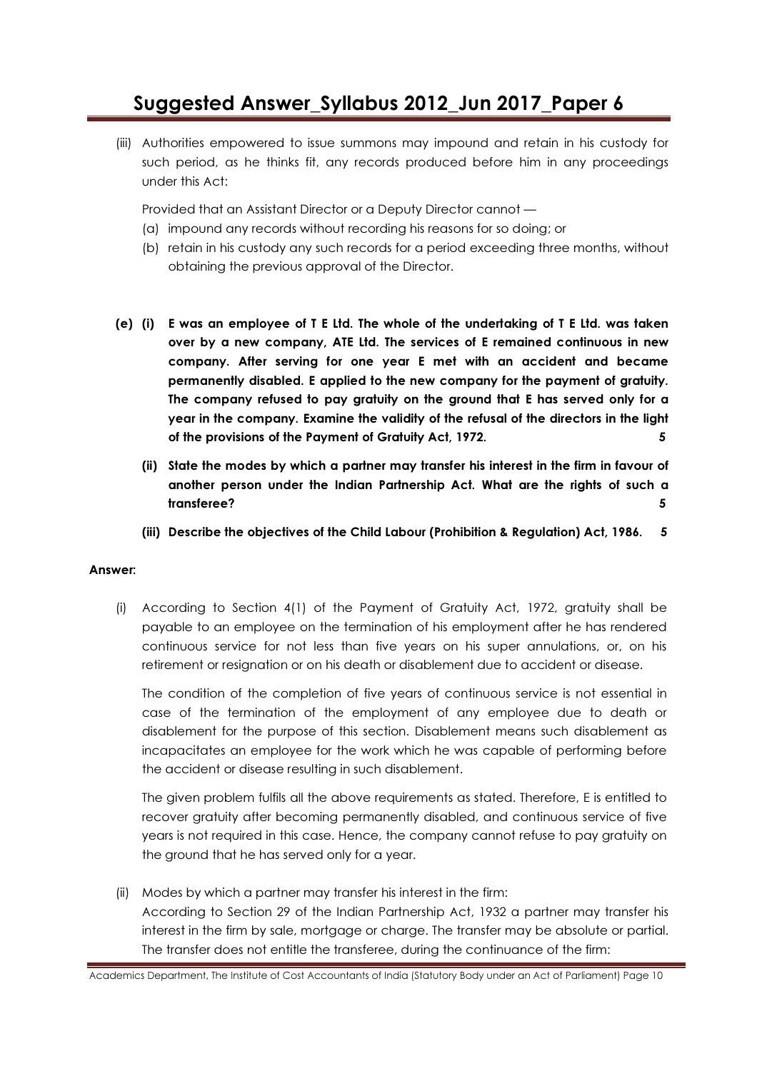(iii) Authorities empowered to issue summons may impound and retain in his custody for such period, as he thinks fit, any records produced before him in any proceedings under this Act:

Provided that an Assistant Director or a Deputy Director cannot —

(a) impound any records without recording his reasons for so doing; or
(b) retain in his custody any such records for a period exceeding three months, without obtaining the previous approval of the Director.

**(e) (i) E was an employee of T E Ltd. The whole of the undertaking of T E Ltd. was taken over by a new company, ATE Ltd. The services of E remained continuous in new company. After serving for one year E met with an accident and became permanently disabled. E applied to the new company for the payment of gratuity. The company refused to pay gratuity on the ground that E has served only for a year in the company. Examine the validity of the refusal of the directors in the light of the provisions of the Payment of Gratuity Act, 1972. 5**

**(ii) State the modes by which a partner may transfer his interest in the firm in favour of another person under the Indian Partnership Act. What are the rights of such a transferee? 5**

**(iii) Describe the objectives of the Child Labour (Prohibition & Regulation) Act, 1986. 5**

**Answer:**

(i) According to Section 4(1) of the Payment of Gratuity Act, 1972, gratuity shall be payable to an employee on the termination of his employment after he has rendered continuous service for not less than five years on his super annulations, or, on his retirement or resignation or on his death or disablement due to accident or disease.

The condition of the completion of five years of continuous service is not essential in case of the termination of the employment of any employee due to death or disablement for the purpose of this section. Disablement means such disablement as incapacitates an employee for the work which he was capable of performing before the accident or disease resulting in such disablement.

The given problem fulfils all the above requirements as stated. Therefore, E is entitled to recover gratuity after becoming permanently disabled, and continuous service of five years is not required in this case. Hence, the company cannot refuse to pay gratuity on the ground that he has served only for a year.

(ii) Modes by which a partner may transfer his interest in the firm:
According to Section 29 of the Indian Partnership Act, 1932 a partner may transfer his interest in the firm by sale, mortgage or charge. The transfer may be absolute or partial. The transfer does not entitle the transferee, during the continuance of the firm: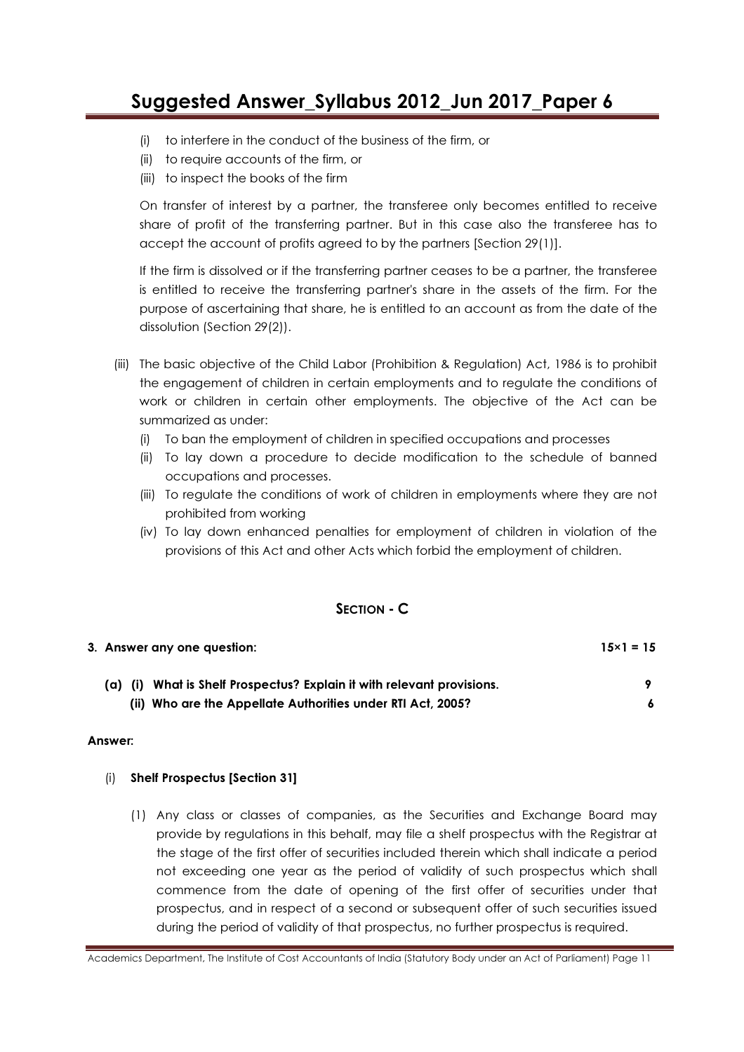(i) to interfere in the conduct of the business of the firm, or
(ii) to require accounts of the firm, or
(iii) to inspect the books of the firm

On transfer of interest by a partner, the transferee only becomes entitled to receive share of profit of the transferring partner. But in this case also the transferee has to accept the account of profits agreed to by the partners [Section 29(1)].

If the firm is dissolved or if the transferring partner ceases to be a partner, the transferee is entitled to receive the transferring partner's share in the assets of the firm. For the purpose of ascertaining that share, he is entitled to an account as from the date of the dissolution (Section 29(2)).

(iii) The basic objective of the Child Labor (Prohibition & Regulation) Act, 1986 is to prohibit the engagement of children in certain employments and to regulate the conditions of work or children in certain other employments. The objective of the Act can be summarized as under:

   (i) To ban the employment of children in specified occupations and processes
   (ii) To lay down a procedure to decide modification to the schedule of banned occupations and processes.
   (iii) To regulate the conditions of work of children in employments where they are not prohibited from working
   (iv) To lay down enhanced penalties for employment of children in violation of the provisions of this Act and other Acts which forbid the employment of children.

## SECTION - C

**3. Answer any one question: 15×1 = 15**

**(a) (i) What is Shelf Prospectus? Explain it with relevant provisions. 9**

**(ii) Who are the Appellate Authorities under RTI Act, 2005? 6**

**Answer:**

(i) **Shelf Prospectus [Section 31]**

(1) Any class or classes of companies, as the Securities and Exchange Board may provide by regulations in this behalf, may file a shelf prospectus with the Registrar at the stage of the first offer of securities included therein which shall indicate a period not exceeding one year as the period of validity of such prospectus which shall commence from the date of opening of the first offer of securities under that prospectus, and in respect of a second or subsequent offer of such securities issued during the period of validity of that prospectus, no further prospectus is required.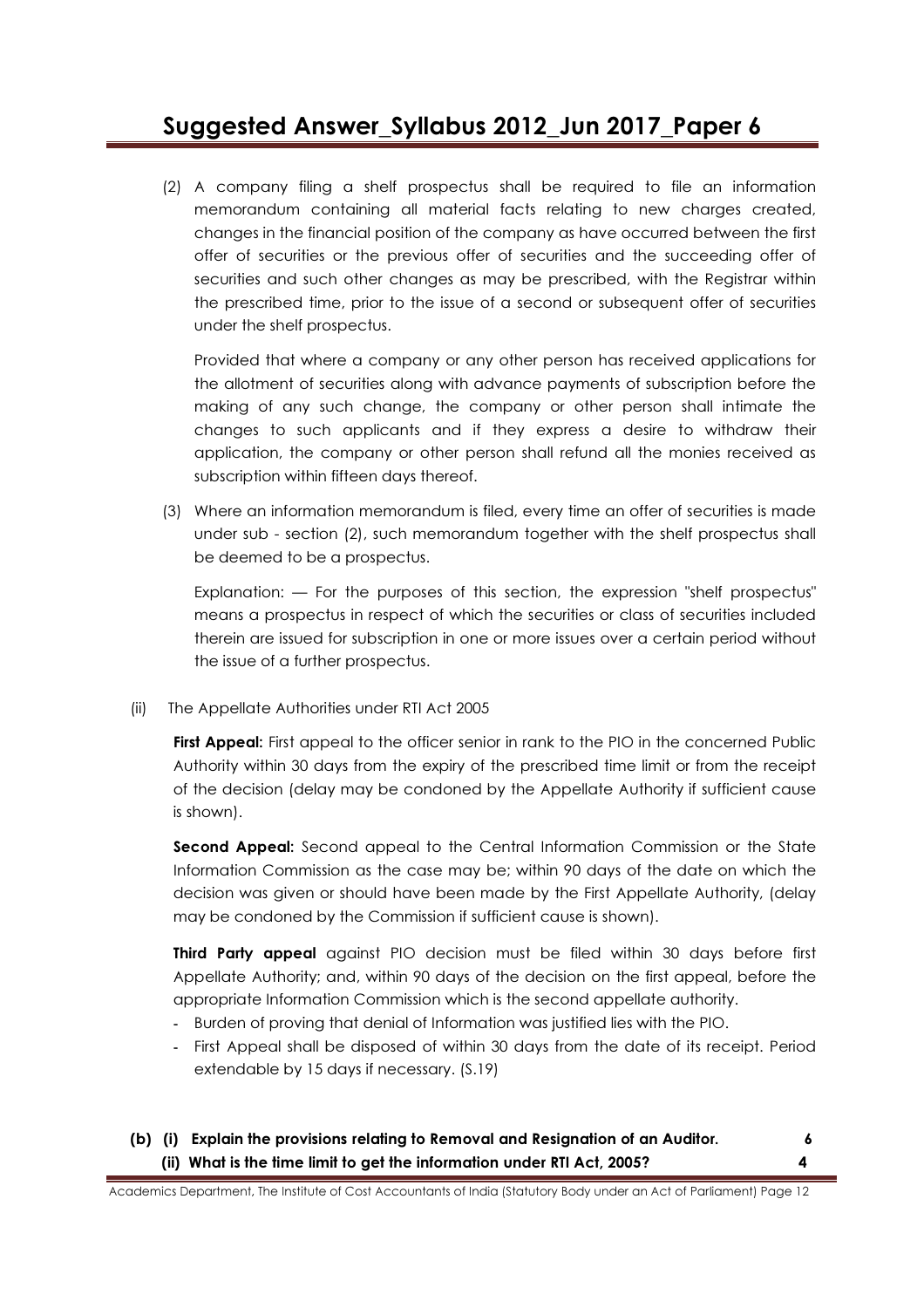(2) A company filing a shelf prospectus shall be required to file an information memorandum containing all material facts relating to new charges created, changes in the financial position of the company as have occurred between the first offer of securities or the previous offer of securities and the succeeding offer of securities and such other changes as may be prescribed, with the Registrar within the prescribed time, prior to the issue of a second or subsequent offer of securities under the shelf prospectus.

Provided that where a company or any other person has received applications for the allotment of securities along with advance payments of subscription before the making of any such change, the company or other person shall intimate the changes to such applicants and if they express a desire to withdraw their application, the company or other person shall refund all the monies received as subscription within fifteen days thereof.

(3) Where an information memorandum is filed, every time an offer of securities is made under sub - section (2), such memorandum together with the shelf prospectus shall be deemed to be a prospectus.

Explanation: — For the purposes of this section, the expression "shelf prospectus" means a prospectus in respect of which the securities or class of securities included therein are issued for subscription in one or more issues over a certain period without the issue of a further prospectus.

(ii) The Appellate Authorities under RTI Act 2005

**First Appeal:** First appeal to the officer senior in rank to the PIO in the concerned Public Authority within 30 days from the expiry of the prescribed time limit or from the receipt of the decision (delay may be condoned by the Appellate Authority if sufficient cause is shown).

**Second Appeal:** Second appeal to the Central Information Commission or the State Information Commission as the case may be; within 90 days of the date on which the decision was given or should have been made by the First Appellate Authority, (delay may be condoned by the Commission if sufficient cause is shown).

**Third Party appeal** against PIO decision must be filed within 30 days before first Appellate Authority; and, within 90 days of the decision on the first appeal, before the appropriate Information Commission which is the second appellate authority.

- Burden of proving that denial of Information was justified lies with the PIO.
- First Appeal shall be disposed of within 30 days from the date of its receipt. Period extendable by 15 days if necessary. (S.19)

**(b) (i) Explain the provisions relating to Removal and Resignation of an Auditor. 6**

**(ii) What is the time limit to get the information under RTI Act, 2005? 4**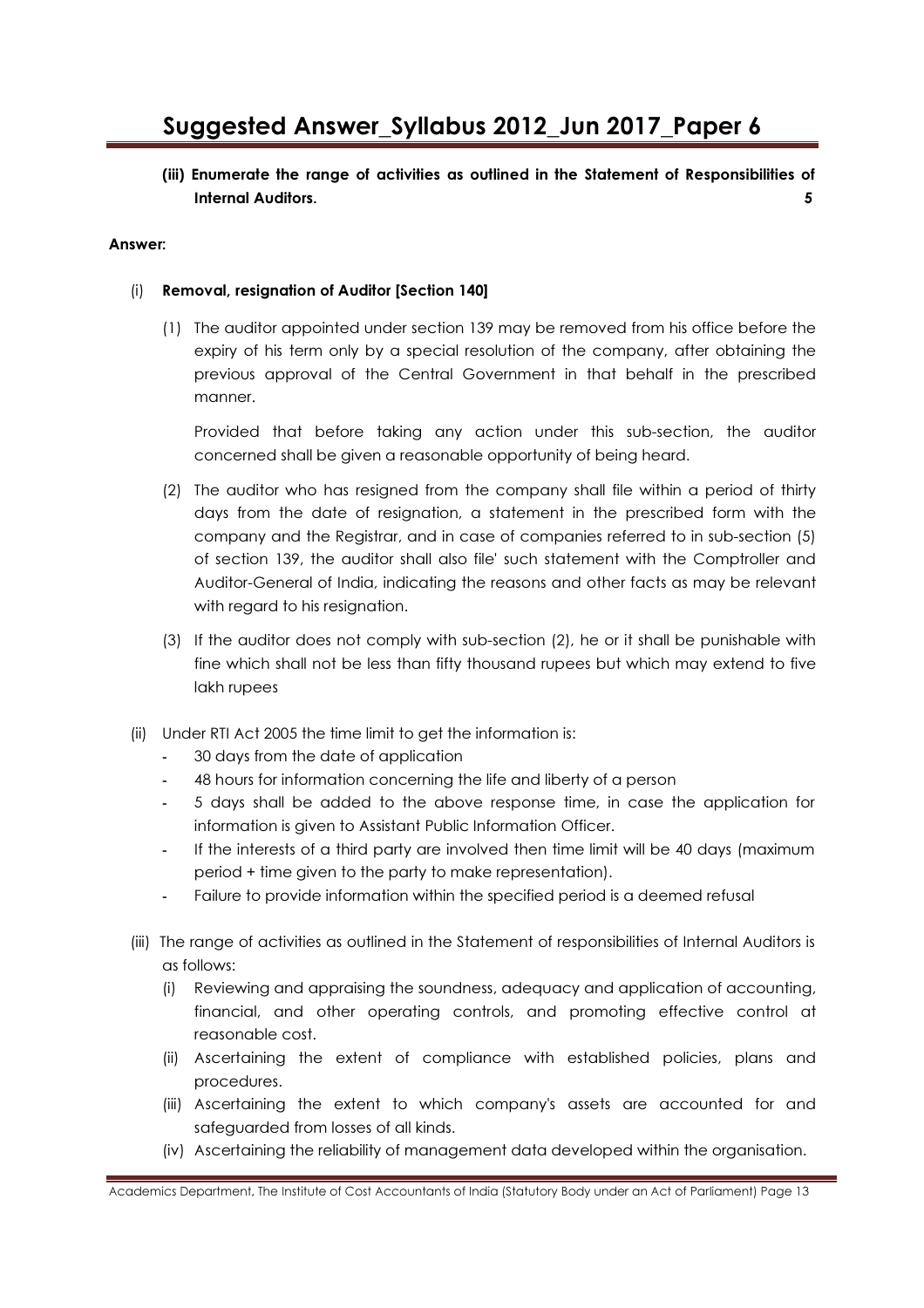**(iii) Enumerate the range of activities as outlined in the Statement of Responsibilities of Internal Auditors. 5**

**Answer:**

(i) **Removal, resignation of Auditor [Section 140]**

(1) The auditor appointed under section 139 may be removed from his office before the expiry of his term only by a special resolution of the company, after obtaining the previous approval of the Central Government in that behalf in the prescribed manner.

Provided that before taking any action under this sub-section, the auditor concerned shall be given a reasonable opportunity of being heard.

(2) The auditor who has resigned from the company shall file within a period of thirty days from the date of resignation, a statement in the prescribed form with the company and the Registrar, and in case of companies referred to in sub-section (5) of section 139, the auditor shall also file' such statement with the Comptroller and Auditor-General of India, indicating the reasons and other facts as may be relevant with regard to his resignation.

(3) If the auditor does not comply with sub-section (2), he or it shall be punishable with fine which shall not be less than fifty thousand rupees but which may extend to five lakh rupees

(ii) Under RTI Act 2005 the time limit to get the information is:

- 30 days from the date of application
- 48 hours for information concerning the life and liberty of a person
- 5 days shall be added to the above response time, in case the application for information is given to Assistant Public Information Officer.
- If the interests of a third party are involved then time limit will be 40 days (maximum period + time given to the party to make representation).
- Failure to provide information within the specified period is a deemed refusal

(iii) The range of activities as outlined in the Statement of responsibilities of Internal Auditors is as follows:

(i) Reviewing and appraising the soundness, adequacy and application of accounting, financial, and other operating controls, and promoting effective control at reasonable cost.

(ii) Ascertaining the extent of compliance with established policies, plans and procedures.

(iii) Ascertaining the extent to which company's assets are accounted for and safeguarded from losses of all kinds.

(iv) Ascertaining the reliability of management data developed within the organisation.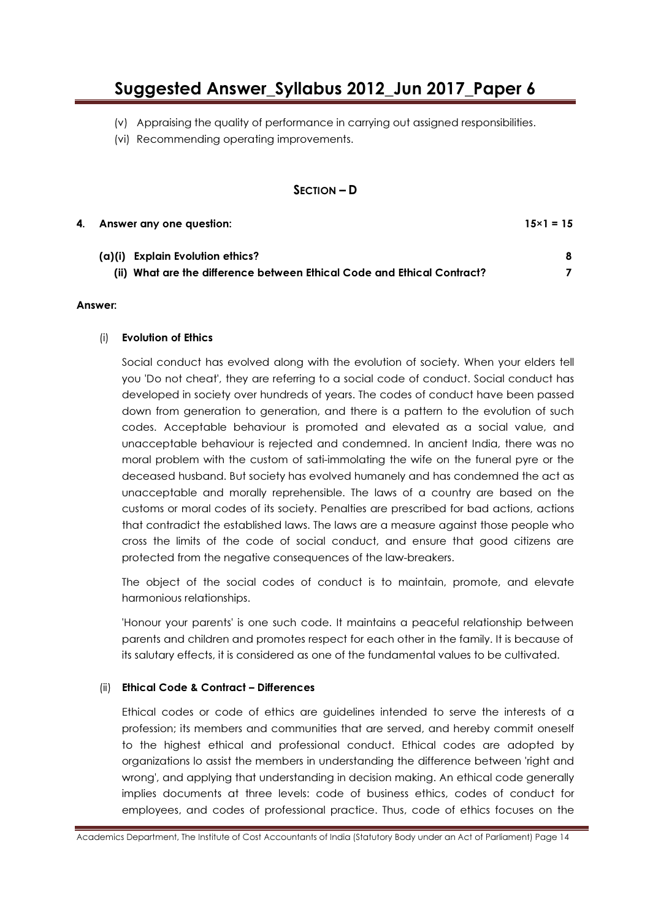(v) Appraising the quality of performance in carrying out assigned responsibilities.

(vi) Recommending operating improvements.

## SECTION – D

**4. Answer any one question: 15×1 = 15**

**(a)(i) Explain Evolution ethics? 8**

**(ii) What are the difference between Ethical Code and Ethical Contract? 7**

**Answer:**

(i) **Evolution of Ethics**

Social conduct has evolved along with the evolution of society. When your elders tell you 'Do not cheat', they are referring to a social code of conduct. Social conduct has developed in society over hundreds of years. The codes of conduct have been passed down from generation to generation, and there is a pattern to the evolution of such codes. Acceptable behaviour is promoted and elevated as a social value, and unacceptable behaviour is rejected and condemned. In ancient India, there was no moral problem with the custom of sati-immolating the wife on the funeral pyre or the deceased husband. But society has evolved humanely and has condemned the act as unacceptable and morally reprehensible. The laws of a country are based on the customs or moral codes of its society. Penalties are prescribed for bad actions, actions that contradict the established laws. The laws are a measure against those people who cross the limits of the code of social conduct, and ensure that good citizens are protected from the negative consequences of the law-breakers.

The object of the social codes of conduct is to maintain, promote, and elevate harmonious relationships.

'Honour your parents' is one such code. It maintains a peaceful relationship between parents and children and promotes respect for each other in the family. It is because of its salutary effects, it is considered as one of the fundamental values to be cultivated.

(ii) **Ethical Code & Contract – Differences**

Ethical codes or code of ethics are guidelines intended to serve the interests of a profession; its members and communities that are served, and hereby commit oneself to the highest ethical and professional conduct. Ethical codes are adopted by organizations lo assist the members in understanding the difference between 'right and wrong', and applying that understanding in decision making. An ethical code generally implies documents at three levels: code of business ethics, codes of conduct for employees, and codes of professional practice. Thus, code of ethics focuses on the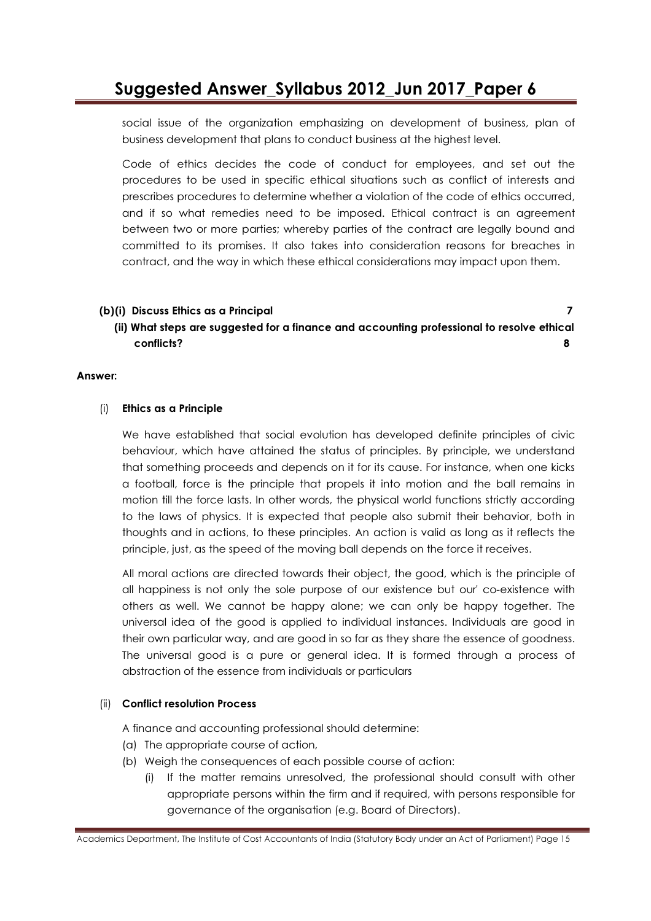social issue of the organization emphasizing on development of business, plan of business development that plans to conduct business at the highest level.

Code of ethics decides the code of conduct for employees, and set out the procedures to be used in specific ethical situations such as conflict of interests and prescribes procedures to determine whether a violation of the code of ethics occurred, and if so what remedies need to be imposed. Ethical contract is an agreement between two or more parties; whereby parties of the contract are legally bound and committed to its promises. It also takes into consideration reasons for breaches in contract, and the way in which these ethical considerations may impact upon them.

**(b)(i) Discuss Ethics as a Principal** **7**

**(ii) What steps are suggested for a finance and accounting professional to resolve ethical conflicts?** **8**

**Answer:**

(i) **Ethics as a Principle**

We have established that social evolution has developed definite principles of civic behaviour, which have attained the status of principles. By principle, we understand that something proceeds and depends on it for its cause. For instance, when one kicks a football, force is the principle that propels it into motion and the ball remains in motion till the force lasts. In other words, the physical world functions strictly according to the laws of physics. It is expected that people also submit their behavior, both in thoughts and in actions, to these principles. An action is valid as long as it reflects the principle, just, as the speed of the moving ball depends on the force it receives.

All moral actions are directed towards their object, the good, which is the principle of all happiness is not only the sole purpose of our existence but our' co-existence with others as well. We cannot be happy alone; we can only be happy together. The universal idea of the good is applied to individual instances. Individuals are good in their own particular way, and are good in so far as they share the essence of goodness. The universal good is a pure or general idea. It is formed through a process of abstraction of the essence from individuals or particulars

(ii) **Conflict resolution Process**

A finance and accounting professional should determine:

(a) The appropriate course of action,

(b) Weigh the consequences of each possible course of action:

   (i) If the matter remains unresolved, the professional should consult with other appropriate persons within the firm and if required, with persons responsible for governance of the organisation (e.g. Board of Directors).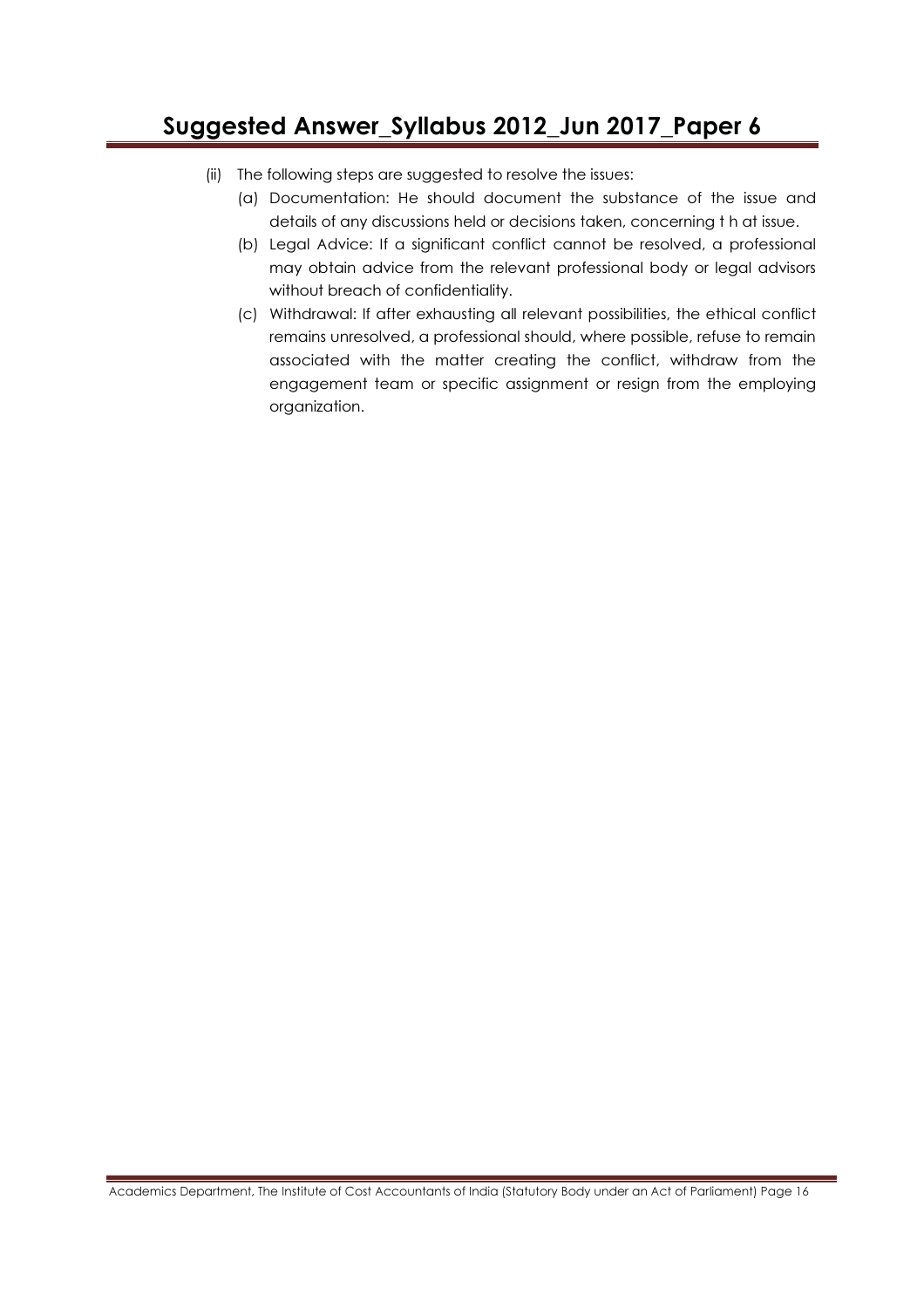(ii) The following steps are suggested to resolve the issues:

(a) Documentation: He should document the substance of the issue and details of any discussions held or decisions taken, concerning t h at issue.

(b) Legal Advice: If a significant conflict cannot be resolved, a professional may obtain advice from the relevant professional body or legal advisors without breach of confidentiality.

(c) Withdrawal: If after exhausting all relevant possibilities, the ethical conflict remains unresolved, a professional should, where possible, refuse to remain associated with the matter creating the conflict, withdraw from the engagement team or specific assignment or resign from the employing organization.